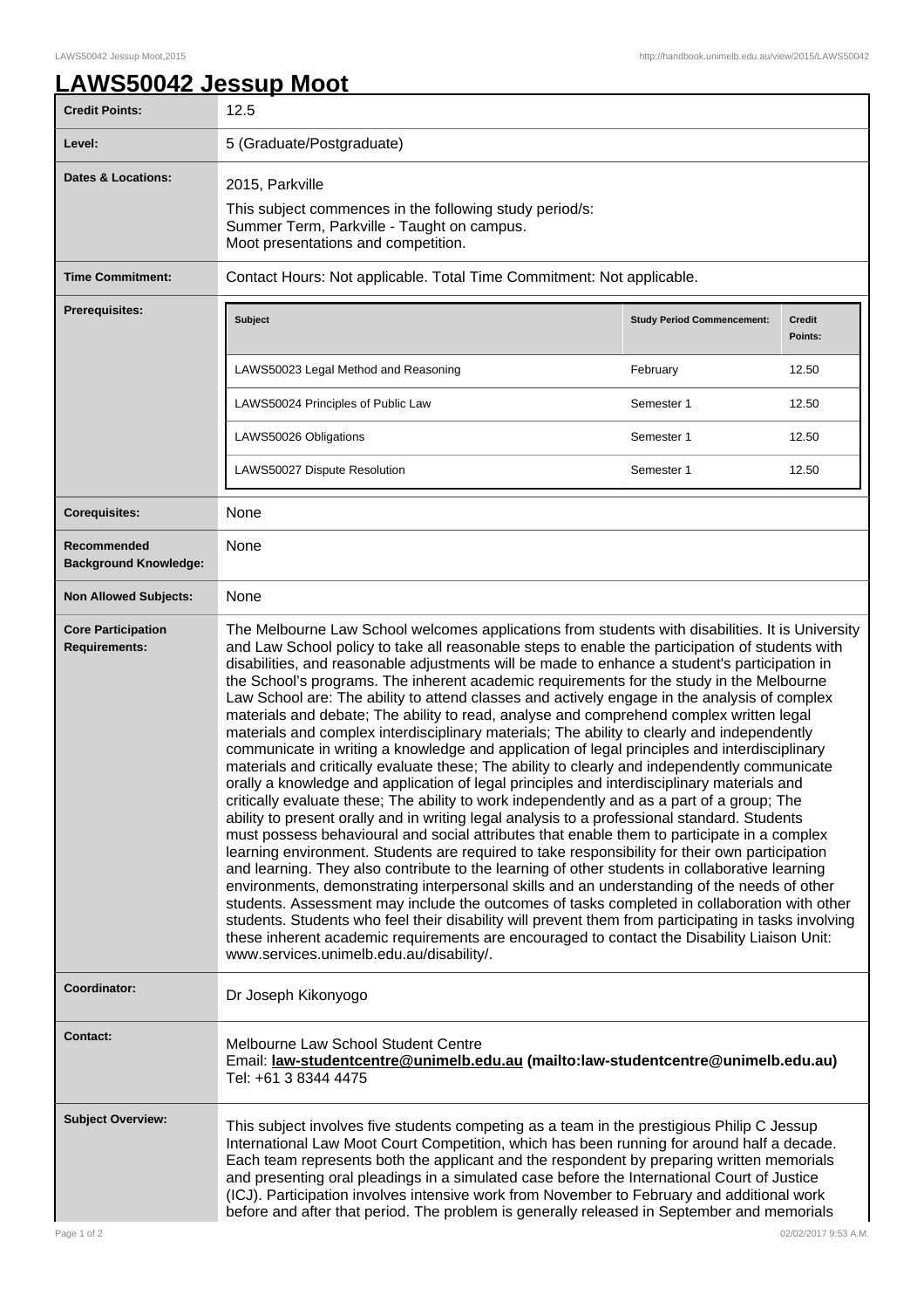# LAWS50042 Jessup Moot

| | |
|---|---|
| **Credit Points:** | 12.5 |
| **Level:** | 5 (Graduate/Postgraduate) |
| **Dates & Locations:** | 2015, Parkville<br>This subject commences in the following study period/s:<br>Summer Term, Parkville - Taught on campus.<br>Moot presentations and competition. |
| **Time Commitment:** | Contact Hours: Not applicable. Total Time Commitment: Not applicable. |
| **Prerequisites:** | (see table below) |
| **Corequisites:** | None |
| **Recommended Background Knowledge:** | None |
| **Non Allowed Subjects:** | None |
| **Core Participation Requirements:** | The Melbourne Law School welcomes applications from students with disabilities. It is University and Law School policy to take all reasonable steps to enable the participation of students with disabilities, and reasonable adjustments will be made to enhance a student's participation in the School's programs. The inherent academic requirements for the study in the Melbourne Law School are: The ability to attend classes and actively engage in the analysis of complex materials and debate; The ability to read, analyse and comprehend complex written legal materials and complex interdisciplinary materials; The ability to clearly and independently communicate in writing a knowledge and application of legal principles and interdisciplinary materials and critically evaluate these; The ability to clearly and independently communicate orally a knowledge and application of legal principles and interdisciplinary materials and critically evaluate these; The ability to work independently and as a part of a group; The ability to present orally and in writing legal analysis to a professional standard. Students must possess behavioural and social attributes that enable them to participate in a complex learning environment. Students are required to take responsibility for their own participation and learning. They also contribute to the learning of other students in collaborative learning environments, demonstrating interpersonal skills and an understanding of the needs of other students. Assessment may include the outcomes of tasks completed in collaboration with other students. Students who feel their disability will prevent them from participating in tasks involving these inherent academic requirements are encouraged to contact the Disability Liaison Unit: www.services.unimelb.edu.au/disability/. |
| **Coordinator:** | Dr Joseph Kikonyogo |
| **Contact:** | Melbourne Law School Student Centre<br>Email: **law-studentcentre@unimelb.edu.au (mailto:law-studentcentre@unimelb.edu.au)**<br>Tel: +61 3 8344 4475 |
| **Subject Overview:** | This subject involves five students competing as a team in the prestigious Philip C Jessup International Law Moot Court Competition, which has been running for around half a decade. Each team represents both the applicant and the respondent by preparing written memorials and presenting oral pleadings in a simulated case before the International Court of Justice (ICJ). Participation involves intensive work from November to February and additional work before and after that period. The problem is generally released in September and memorials |

**Prerequisites:**

| Subject | Study Period Commencement: | Credit Points: |
|---|---|---|
| LAWS50023 Legal Method and Reasoning | February | 12.50 |
| LAWS50024 Principles of Public Law | Semester 1 | 12.50 |
| LAWS50026 Obligations | Semester 1 | 12.50 |
| LAWS50027 Dispute Resolution | Semester 1 | 12.50 |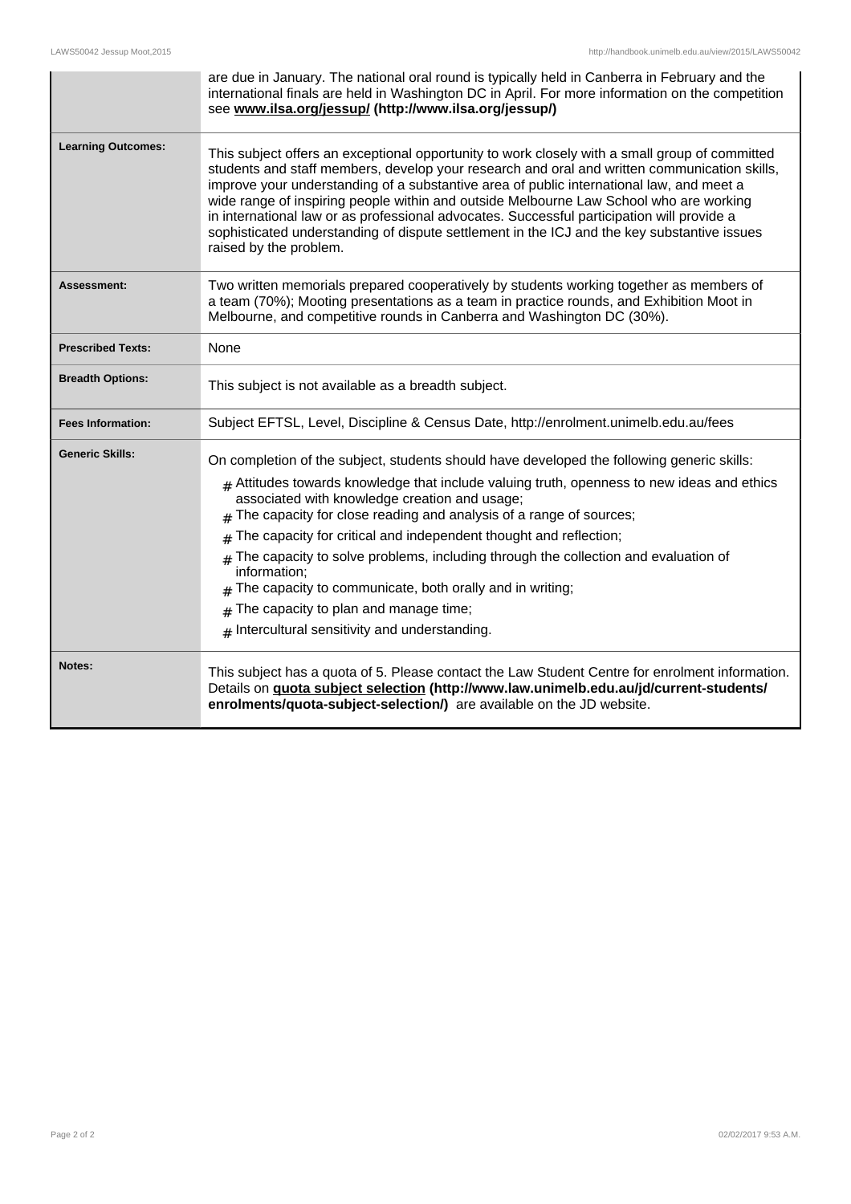| | |
|---|---|
| | are due in January. The national oral round is typically held in Canberra in February and the international finals are held in Washington DC in April. For more information on the competition see **www.ilsa.org/jessup/ (http://www.ilsa.org/jessup/)** |
| **Learning Outcomes:** | This subject offers an exceptional opportunity to work closely with a small group of committed students and staff members, develop your research and oral and written communication skills, improve your understanding of a substantive area of public international law, and meet a wide range of inspiring people within and outside Melbourne Law School who are working in international law or as professional advocates. Successful participation will provide a sophisticated understanding of dispute settlement in the ICJ and the key substantive issues raised by the problem. |
| **Assessment:** | Two written memorials prepared cooperatively by students working together as members of a team (70%); Mooting presentations as a team in practice rounds, and Exhibition Moot in Melbourne, and competitive rounds in Canberra and Washington DC (30%). |
| **Prescribed Texts:** | None |
| **Breadth Options:** | This subject is not available as a breadth subject. |
| **Fees Information:** | Subject EFTSL, Level, Discipline & Census Date, http://enrolment.unimelb.edu.au/fees |
| **Generic Skills:** | On completion of the subject, students should have developed the following generic skills:<br># Attitudes towards knowledge that include valuing truth, openness to new ideas and ethics associated with knowledge creation and usage;<br># The capacity for close reading and analysis of a range of sources;<br># The capacity for critical and independent thought and reflection;<br># The capacity to solve problems, including through the collection and evaluation of information;<br># The capacity to communicate, both orally and in writing;<br># The capacity to plan and manage time;<br># Intercultural sensitivity and understanding. |
| **Notes:** | This subject has a quota of 5. Please contact the Law Student Centre for enrolment information. Details on **quota subject selection (http://www.law.unimelb.edu.au/jd/current-students/enrolments/quota-subject-selection/)** are available on the JD website. |